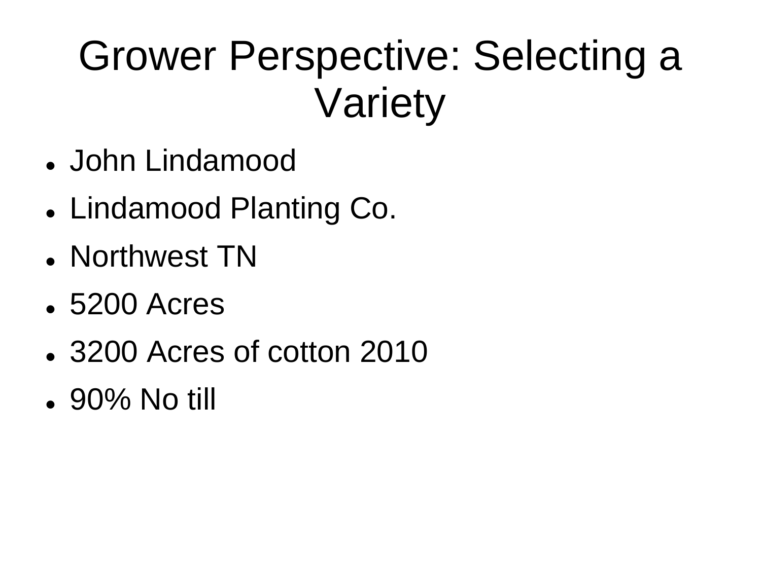# Grower Perspective: Selecting a Variety

- John Lindamood
- Lindamood Planting Co.
- Northwest TN
- 5200 Acres
- 3200 Acres of cotton 2010
- 90% No till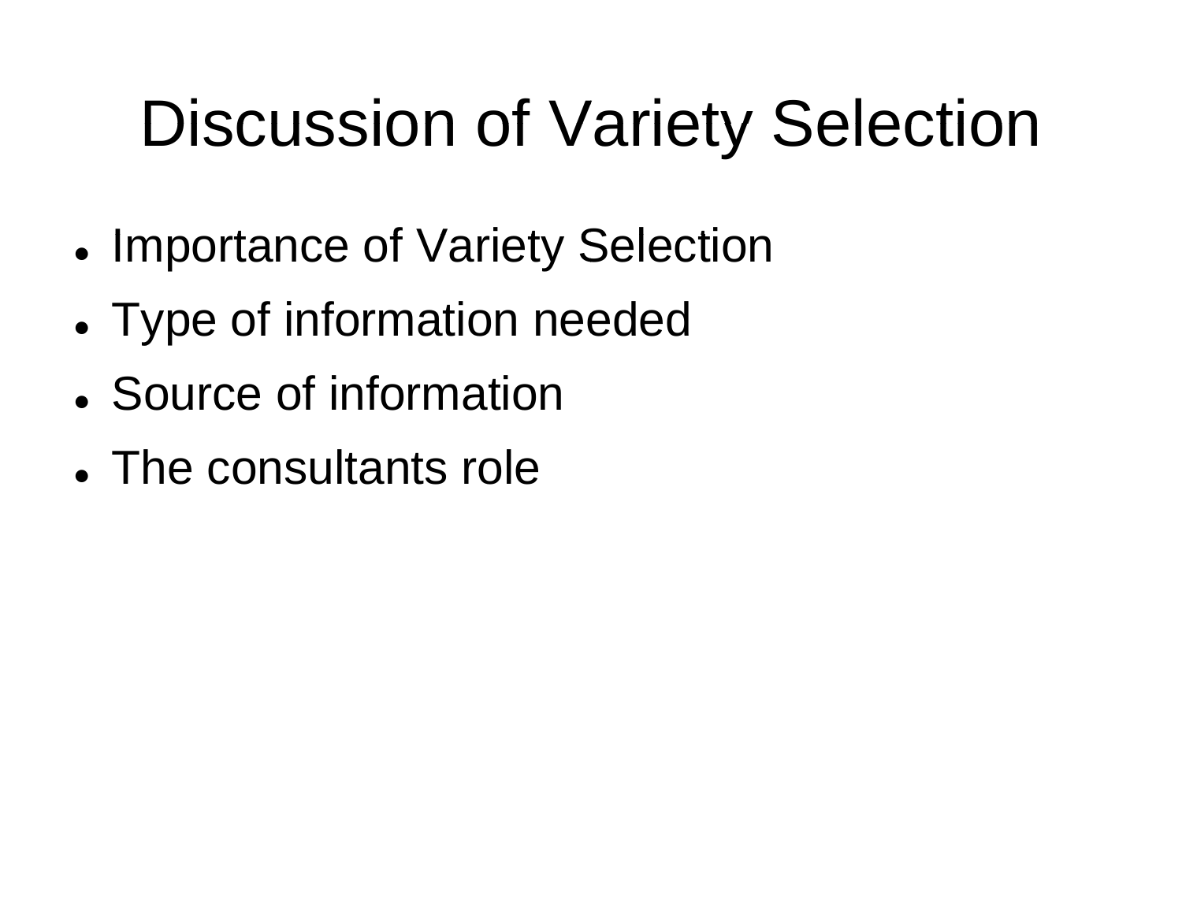# Discussion of Variety Selection

- Importance of Variety Selection
- Type of information needed
- Source of information
- The consultants role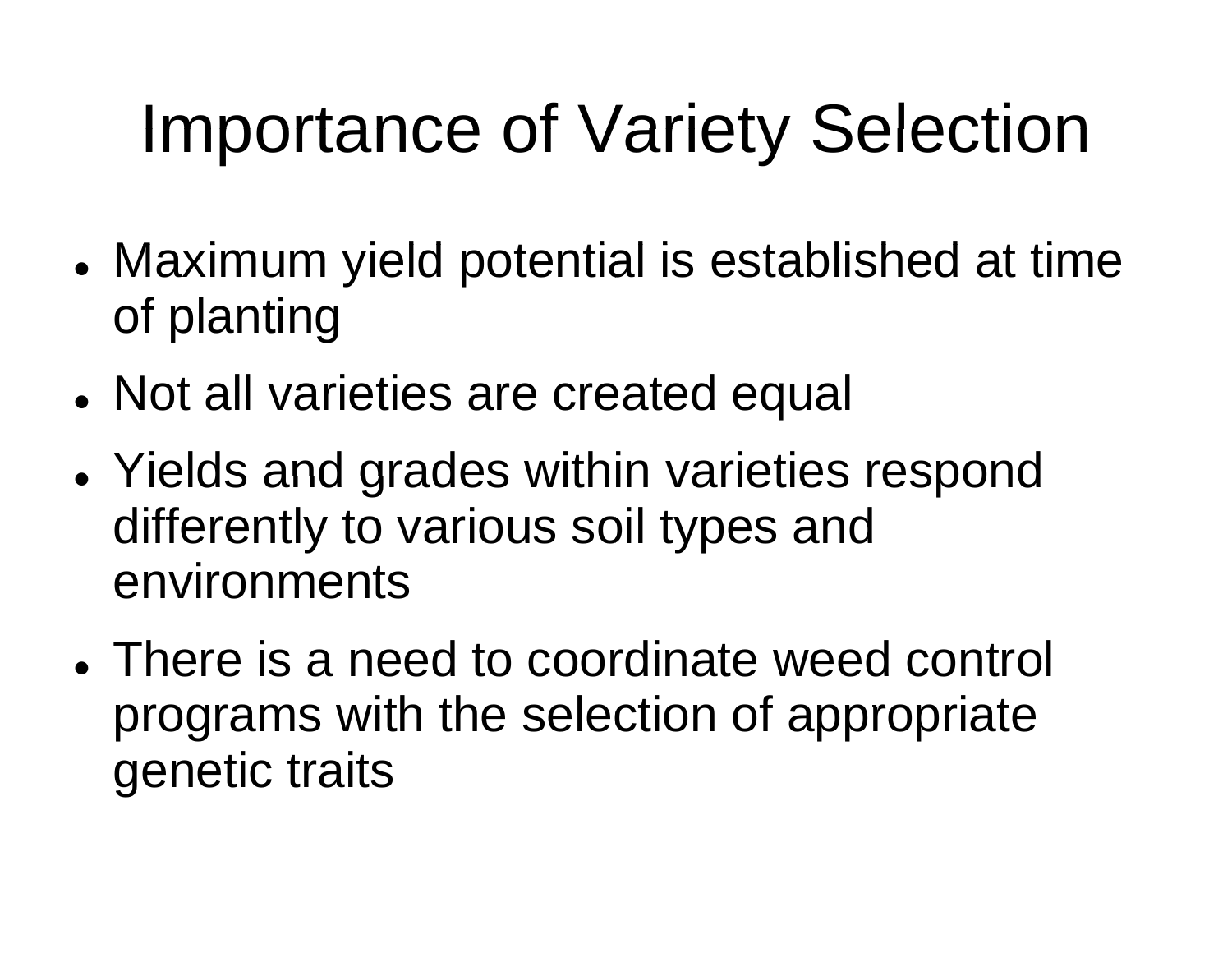# Importance of Variety Selection

- Maximum yield potential is established at time of planting
- Not all varieties are created equal
- Yields and grades within varieties respond differently to various soil types and environments
- There is a need to coordinate weed control programs with the selection of appropriate genetic traits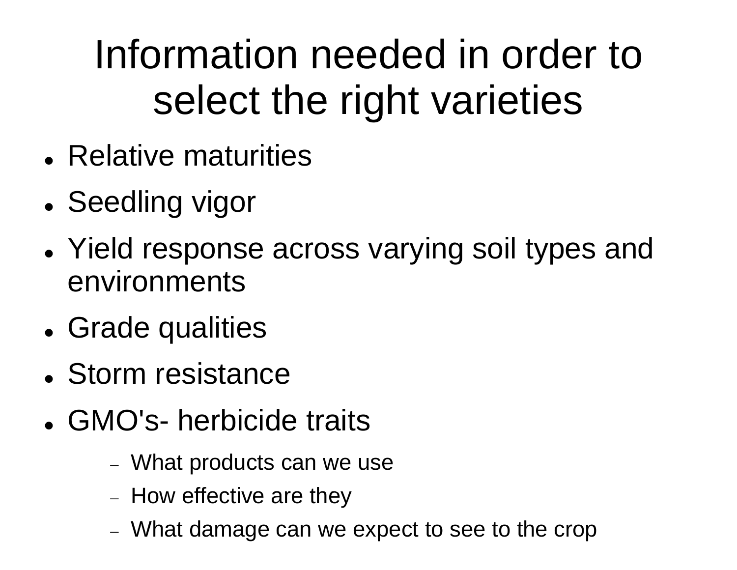# Information needed in order to select the right varieties

- Relative maturities
- Seedling vigor
- Yield response across varying soil types and environments
- Grade qualities
- Storm resistance
- GMO's- herbicide traits
  - What products can we use
  - How effective are they
  - What damage can we expect to see to the crop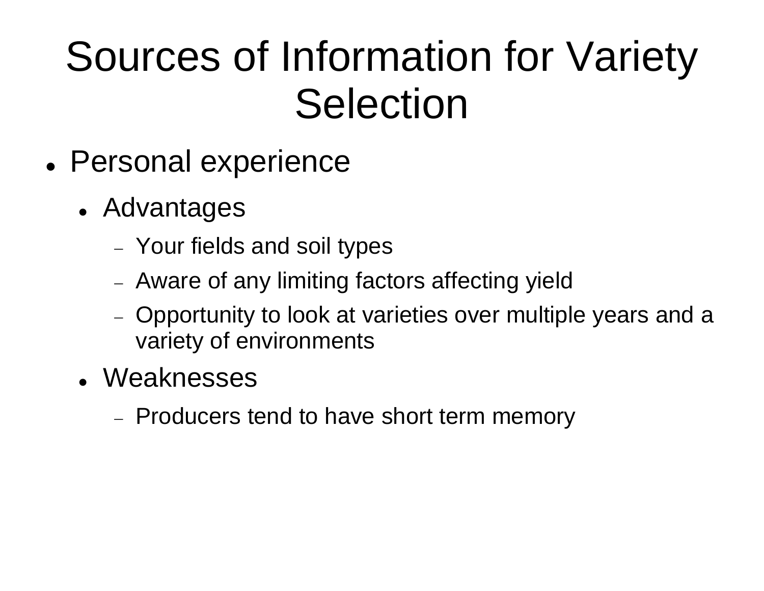# Sources of Information for Variety Selection

- Personal experience
  - Advantages
    - Your fields and soil types
    - Aware of any limiting factors affecting yield
    - Opportunity to look at varieties over multiple years and a variety of environments
  - Weaknesses
    - Producers tend to have short term memory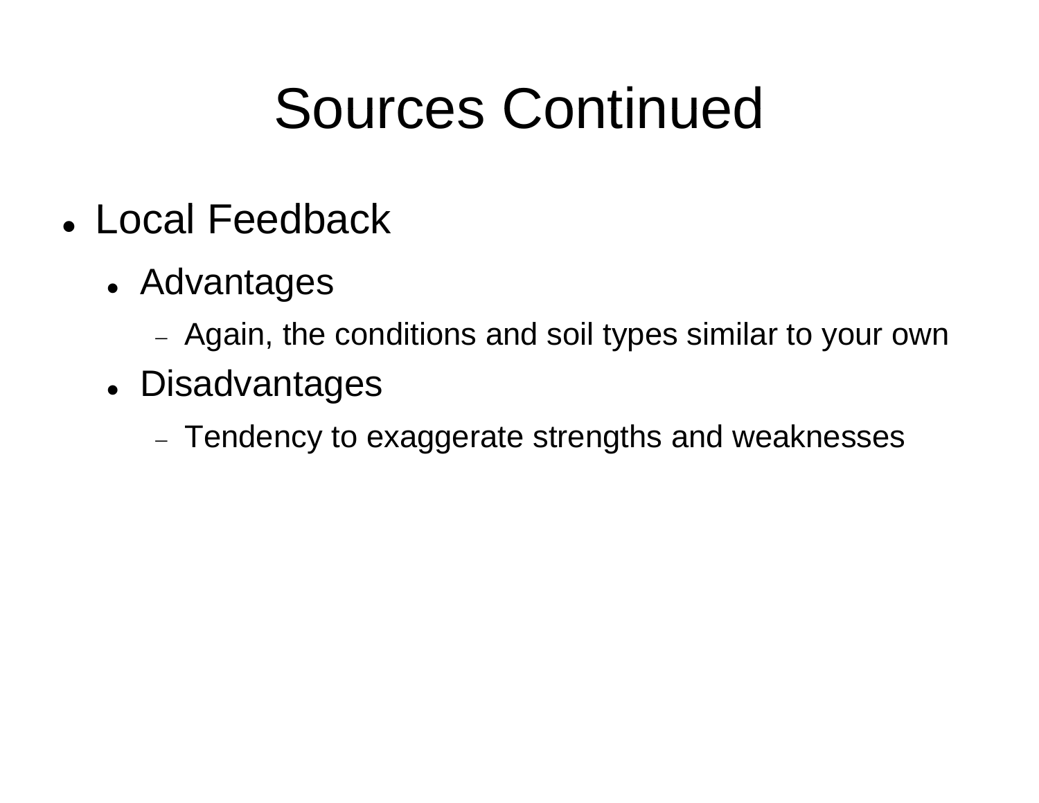# Sources Continued

- Local Feedback
  - Advantages
    - Again, the conditions and soil types similar to your own
  - Disadvantages
    - Tendency to exaggerate strengths and weaknesses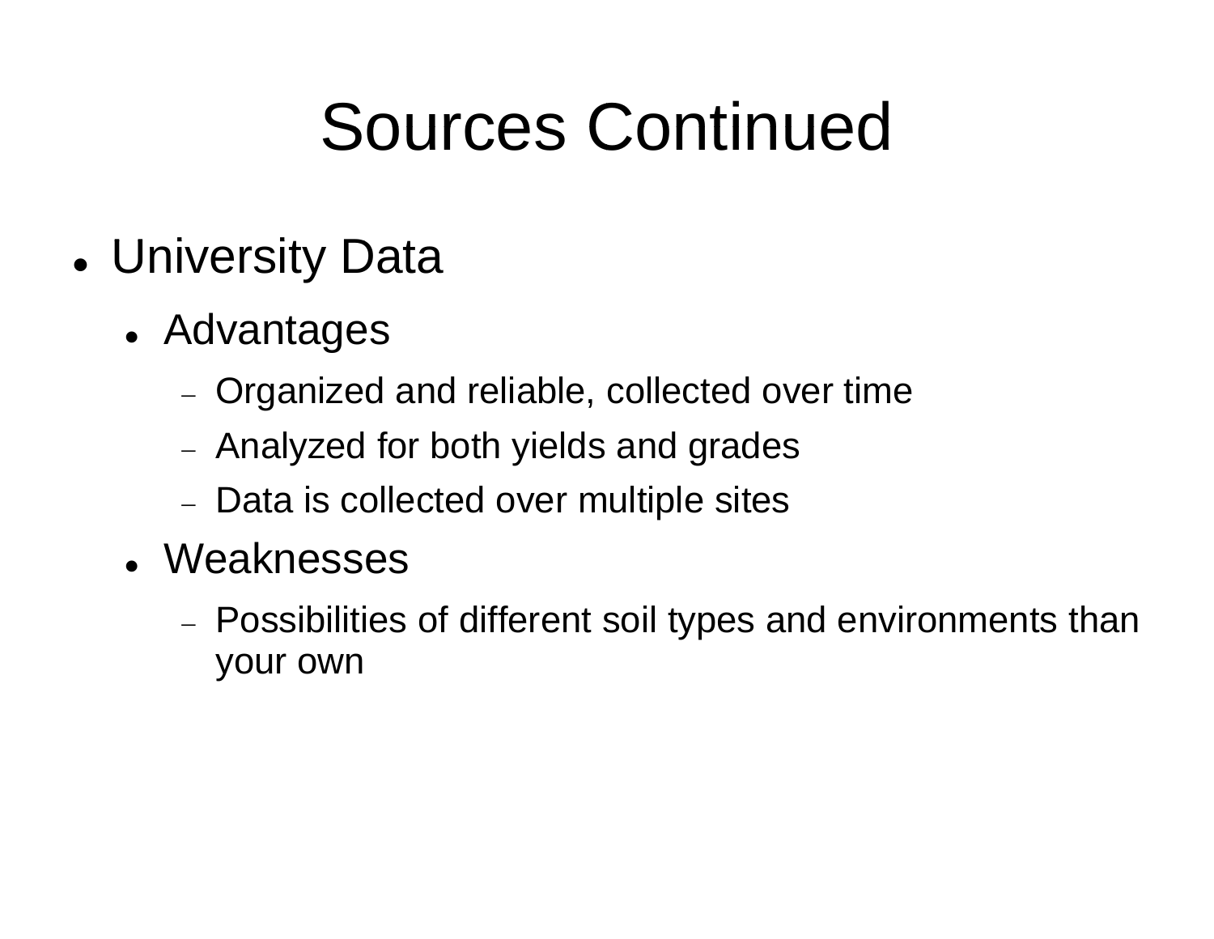# Sources Continued

- University Data
  - Advantages
    - Organized and reliable, collected over time
    - Analyzed for both yields and grades
    - Data is collected over multiple sites
  - Weaknesses
    - Possibilities of different soil types and environments than your own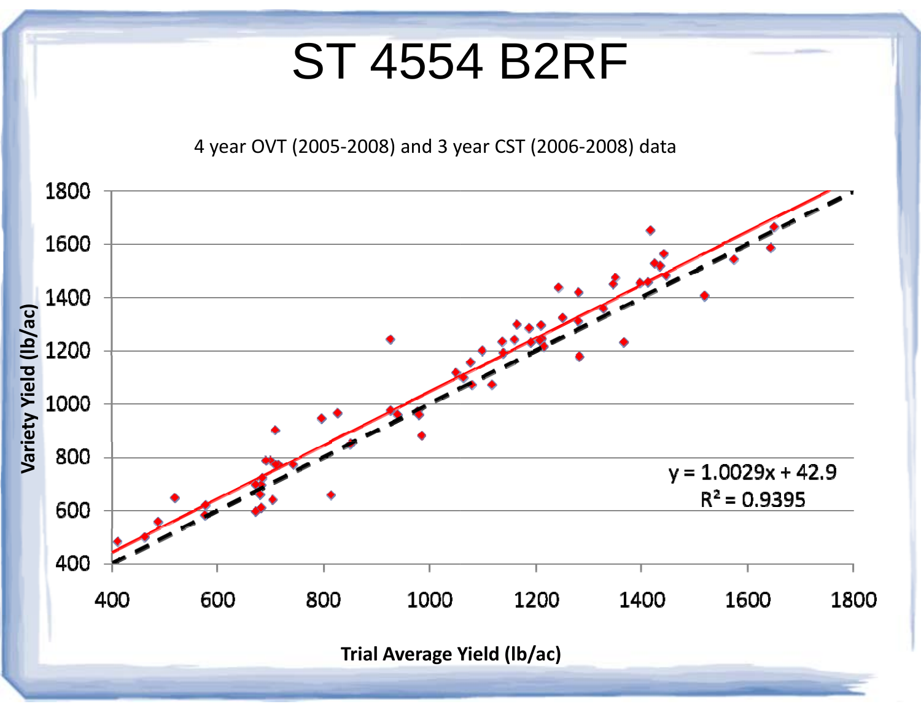# ST 4554 B2RF

4 year OVT (2005-2008) and 3 year CST (2006-2008) data

$y = 1.0029x + 42.9$

$R^2 = 0.9395$

Variety Yield (lb/ac)

Trial Average Yield (lb/ac)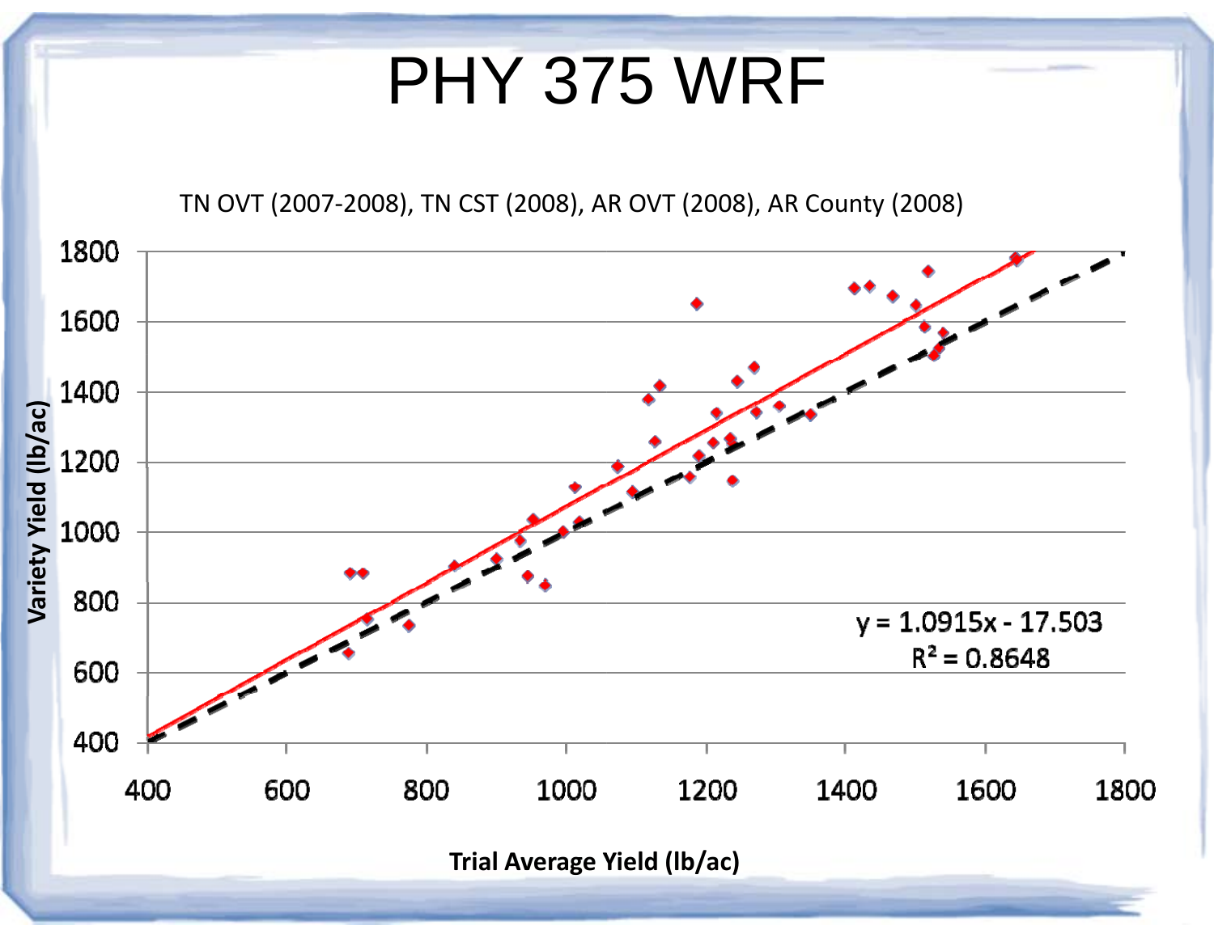# PHY 375 WRF

TN OVT (2007-2008), TN CST (2008), AR OVT (2008), AR County (2008)

Variety Yield (lb/ac)

Trial Average Yield (lb/ac)

$y = 1.0915x - 17.503$

$R^2 = 0.8648$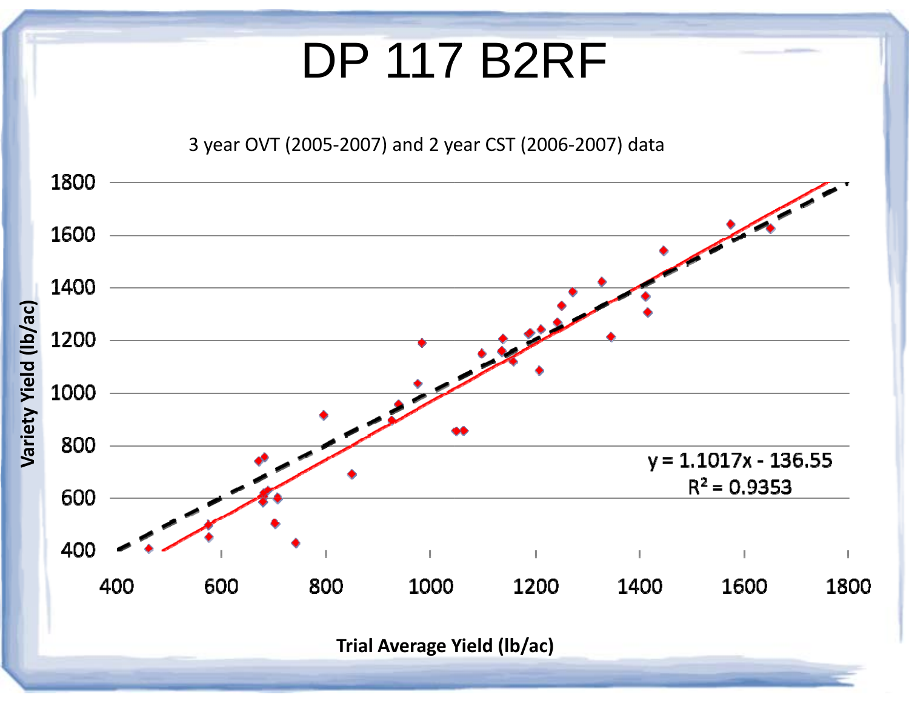# DP 117 B2RF

3 year OVT (2005-2007) and 2 year CST (2006-2007) data

$y = 1.1017x - 136.55$

$R^2 = 0.9353$

Variety Yield (lb/ac)

Trial Average Yield (lb/ac)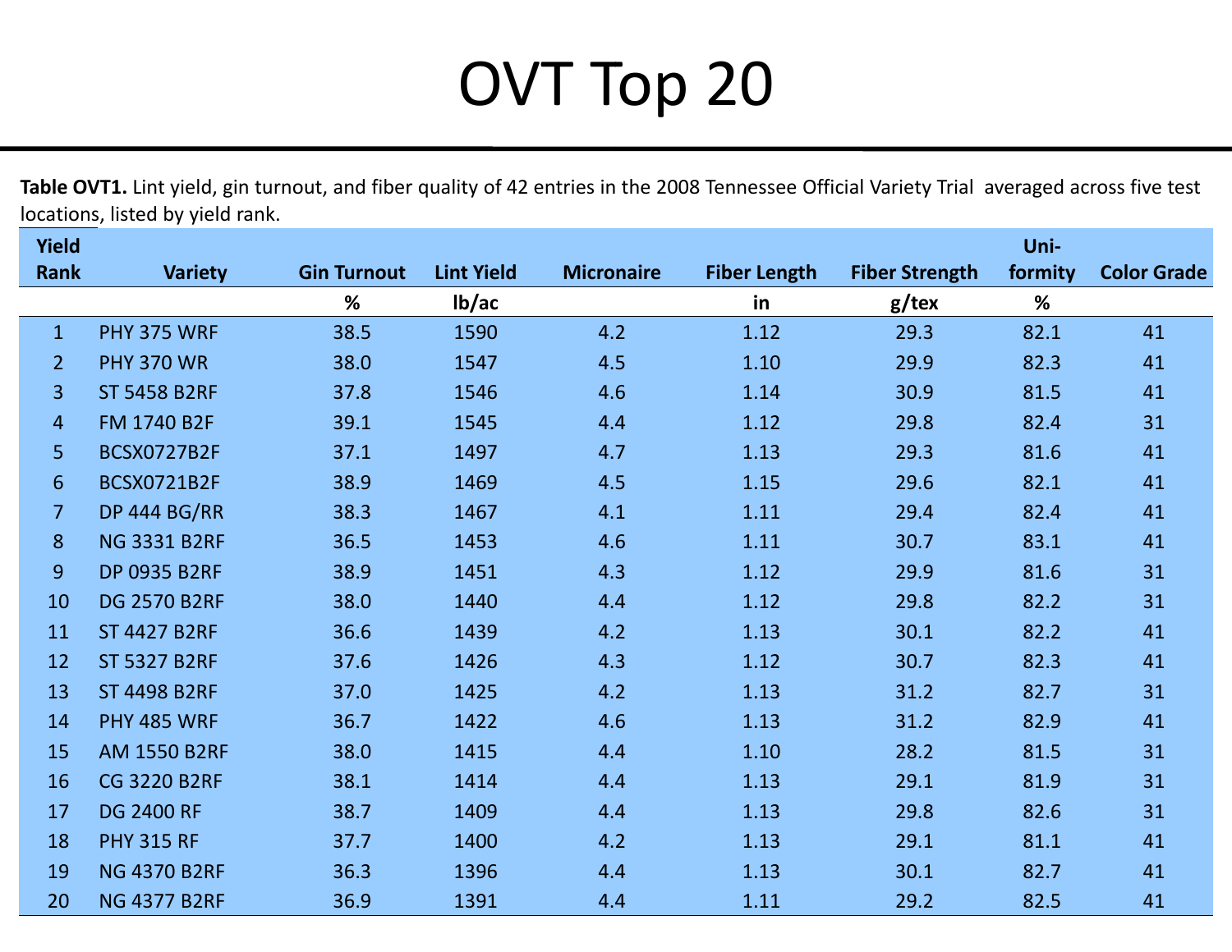# OVT Top 20

**Table OVT1.** Lint yield, gin turnout, and fiber quality of 42 entries in the 2008 Tennessee Official Variety Trial averaged across five test locations, listed by yield rank.

| Yield Rank | Variety | Gin Turnout | Lint Yield | Micronaire | Fiber Length | Fiber Strength | Uni-formity | Color Grade |
|---|---|---|---|---|---|---|---|---|
| | | % | lb/ac | | in | g/tex | % | |
| 1 | PHY 375 WRF | 38.5 | 1590 | 4.2 | 1.12 | 29.3 | 82.1 | 41 |
| 2 | PHY 370 WR | 38.0 | 1547 | 4.5 | 1.10 | 29.9 | 82.3 | 41 |
| 3 | ST 5458 B2RF | 37.8 | 1546 | 4.6 | 1.14 | 30.9 | 81.5 | 41 |
| 4 | FM 1740 B2F | 39.1 | 1545 | 4.4 | 1.12 | 29.8 | 82.4 | 31 |
| 5 | BCSX0727B2F | 37.1 | 1497 | 4.7 | 1.13 | 29.3 | 81.6 | 41 |
| 6 | BCSX0721B2F | 38.9 | 1469 | 4.5 | 1.15 | 29.6 | 82.1 | 41 |
| 7 | DP 444 BG/RR | 38.3 | 1467 | 4.1 | 1.11 | 29.4 | 82.4 | 41 |
| 8 | NG 3331 B2RF | 36.5 | 1453 | 4.6 | 1.11 | 30.7 | 83.1 | 41 |
| 9 | DP 0935 B2RF | 38.9 | 1451 | 4.3 | 1.12 | 29.9 | 81.6 | 31 |
| 10 | DG 2570 B2RF | 38.0 | 1440 | 4.4 | 1.12 | 29.8 | 82.2 | 31 |
| 11 | ST 4427 B2RF | 36.6 | 1439 | 4.2 | 1.13 | 30.1 | 82.2 | 41 |
| 12 | ST 5327 B2RF | 37.6 | 1426 | 4.3 | 1.12 | 30.7 | 82.3 | 41 |
| 13 | ST 4498 B2RF | 37.0 | 1425 | 4.2 | 1.13 | 31.2 | 82.7 | 31 |
| 14 | PHY 485 WRF | 36.7 | 1422 | 4.6 | 1.13 | 31.2 | 82.9 | 41 |
| 15 | AM 1550 B2RF | 38.0 | 1415 | 4.4 | 1.10 | 28.2 | 81.5 | 31 |
| 16 | CG 3220 B2RF | 38.1 | 1414 | 4.4 | 1.13 | 29.1 | 81.9 | 31 |
| 17 | DG 2400 RF | 38.7 | 1409 | 4.4 | 1.13 | 29.8 | 82.6 | 31 |
| 18 | PHY 315 RF | 37.7 | 1400 | 4.2 | 1.13 | 29.1 | 81.1 | 41 |
| 19 | NG 4370 B2RF | 36.3 | 1396 | 4.4 | 1.13 | 30.1 | 82.7 | 41 |
| 20 | NG 4377 B2RF | 36.9 | 1391 | 4.4 | 1.11 | 29.2 | 82.5 | 41 |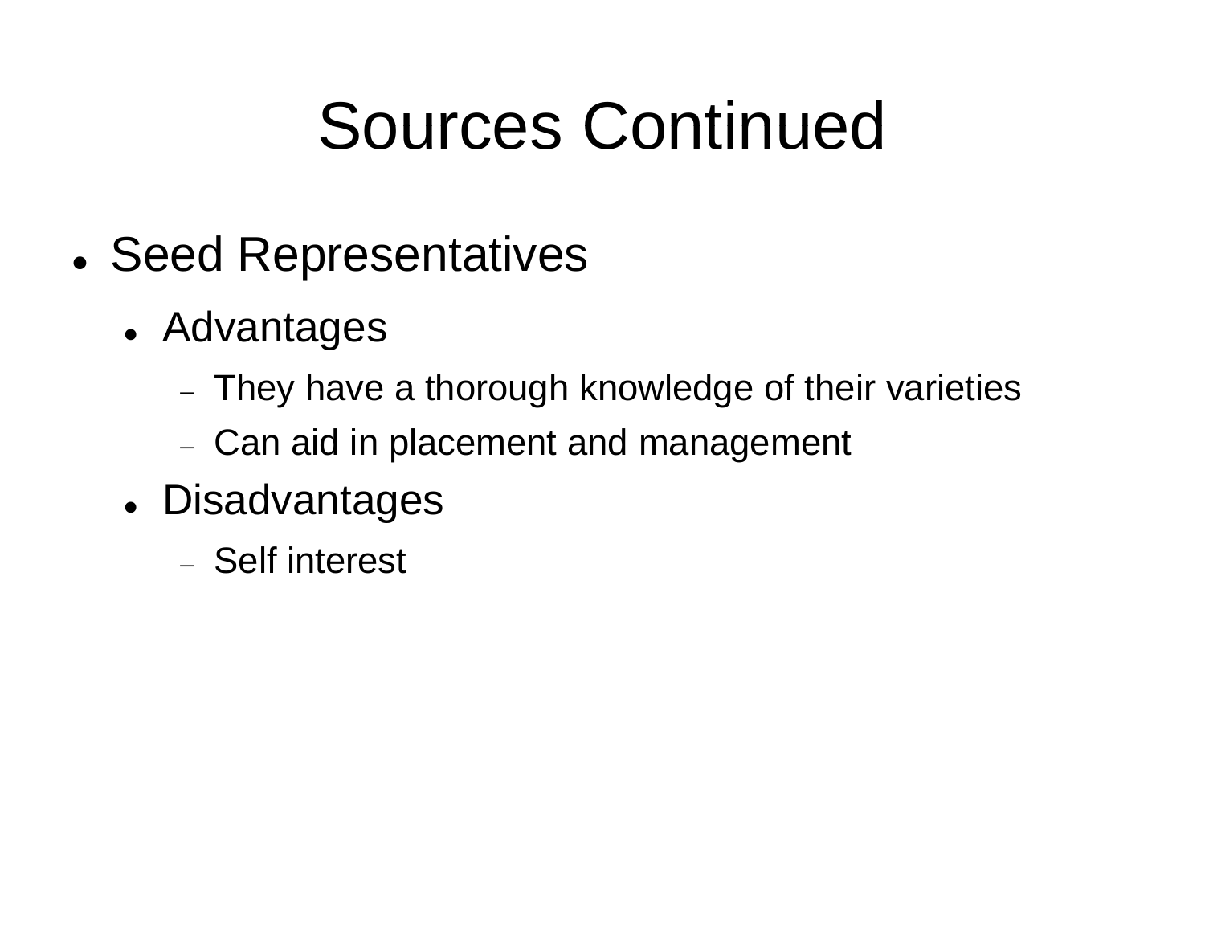# Sources Continued

- Seed Representatives
  - Advantages
    - They have a thorough knowledge of their varieties
    - Can aid in placement and management
  - Disadvantages
    - Self interest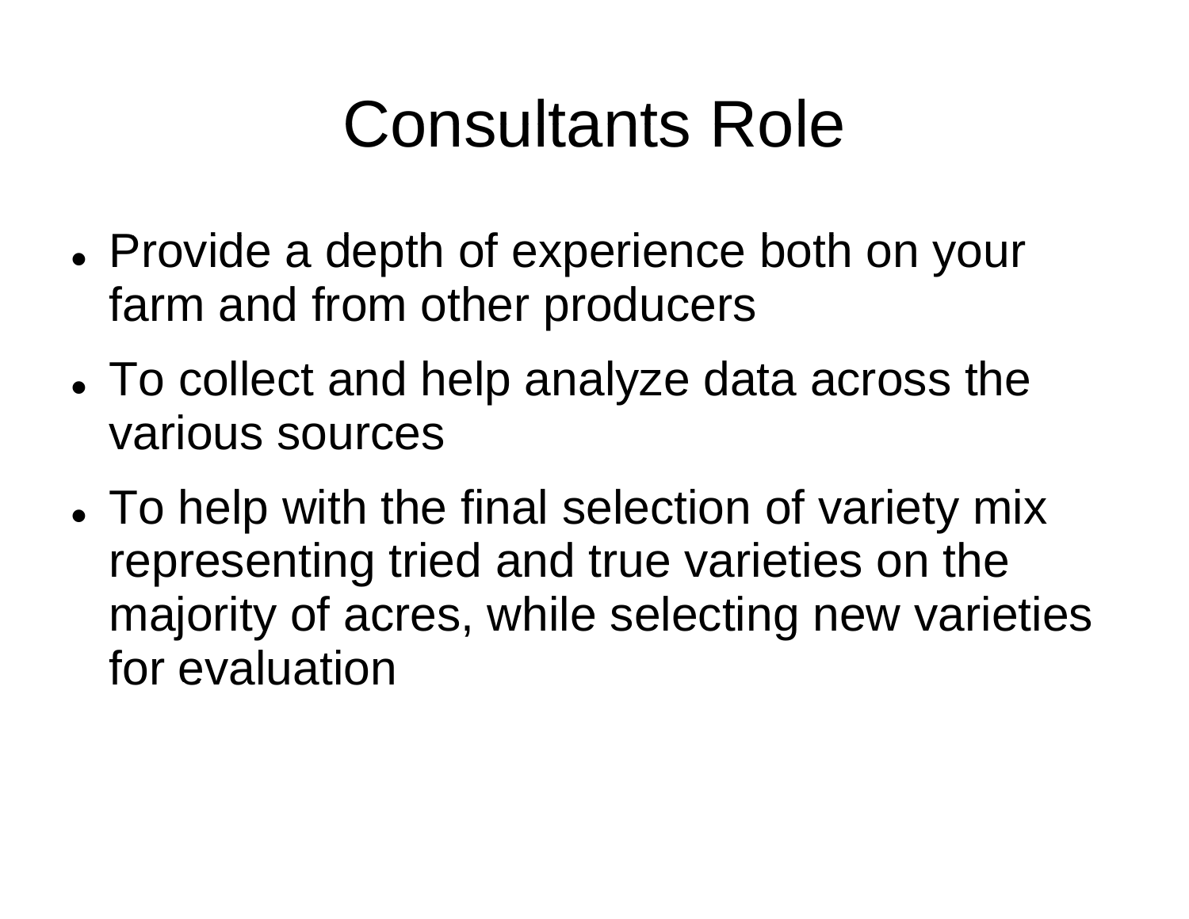# Consultants Role

- Provide a depth of experience both on your farm and from other producers
- To collect and help analyze data across the various sources
- To help with the final selection of variety mix representing tried and true varieties on the majority of acres, while selecting new varieties for evaluation